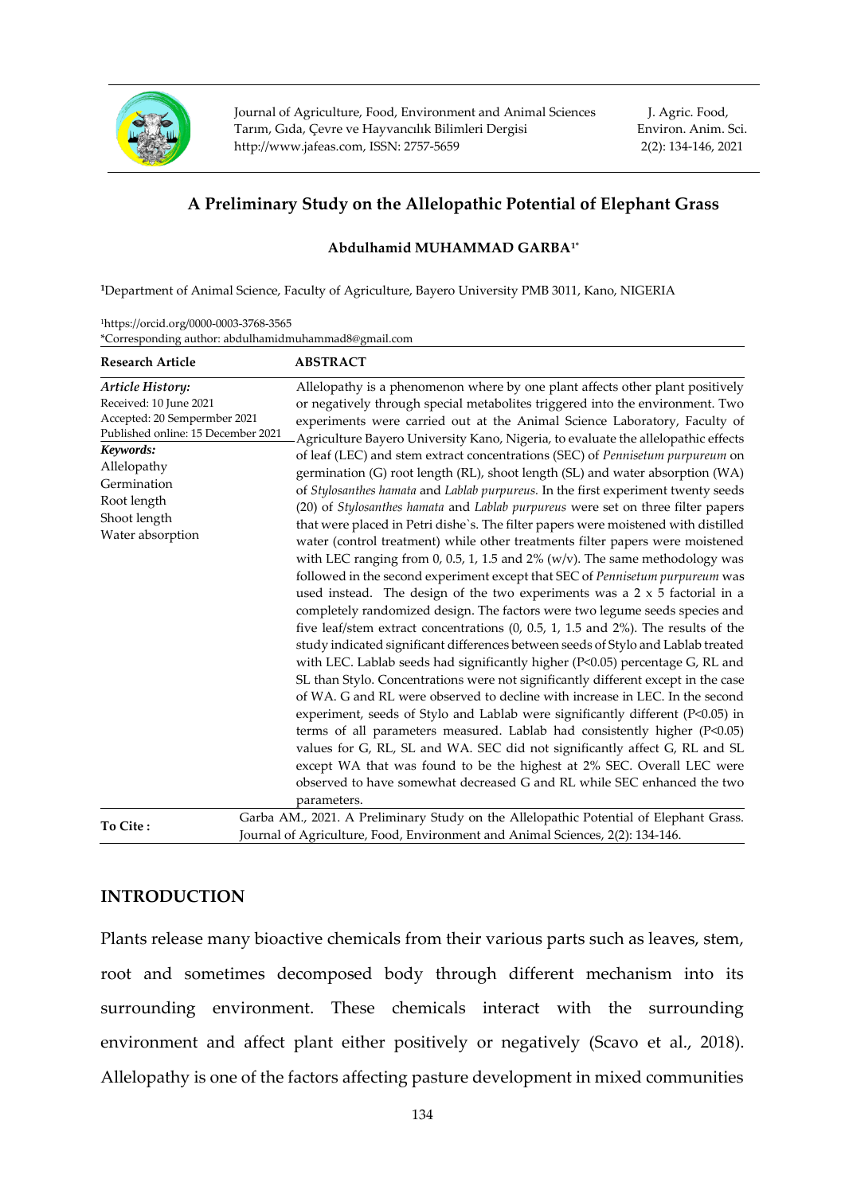# A Preliminary Study on the Allelopathic Potential of Elephant Grass

**Abdulhamid MUHAMMAD GARBA[1*]**

[1]Department of Animal Science, Faculty of Agriculture, Bayero University PMB 3011, Kano, NIGERIA

[1]https://orcid.org/0000-0003-3768-3565
*Corresponding author: abdulhamidmuhammad8@gmail.com

**Research Article**

***Article History:***
Received: 10 June 2021
Accepted: 20 Sempermber 2021
Published online: 15 December 2021

***Keywords:***
Allelopathy
Germination
Root length
Shoot length
Water absorption

**ABSTRACT**

Allelopathy is a phenomenon where by one plant affects other plant positively or negatively through special metabolites triggered into the environment. Two experiments were carried out at the Animal Science Laboratory, Faculty of Agriculture Bayero University Kano, Nigeria, to evaluate the allelopathic effects of leaf (LEC) and stem extract concentrations (SEC) of *Pennisetum purpureum* on germination (G) root length (RL), shoot length (SL) and water absorption (WA) of *Stylosanthes hamata* and *Lablab purpureus.* In the first experiment twenty seeds (20) of *Stylosanthes hamata* and *Lablab purpureus* were set on three filter papers that were placed in Petri dishe`s. The filter papers were moistened with distilled water (control treatment) while other treatments filter papers were moistened with LEC ranging from 0, 0.5, 1, 1.5 and 2% (w/v). The same methodology was followed in the second experiment except that SEC of *Pennisetum purpureum* was used instead. The design of the two experiments was a 2 x 5 factorial in a completely randomized design. The factors were two legume seeds species and five leaf/stem extract concentrations (0, 0.5, 1, 1.5 and 2%). The results of the study indicated significant differences between seeds of Stylo and Lablab treated with LEC. Lablab seeds had significantly higher ($P<0.05$) percentage G, RL and SL than Stylo. Concentrations were not significantly different except in the case of WA. G and RL were observed to decline with increase in LEC. In the second experiment, seeds of Stylo and Lablab were significantly different ($P<0.05$) in terms of all parameters measured. Lablab had consistently higher ($P<0.05$) values for G, RL, SL and WA. SEC did not significantly affect G, RL and SL except WA that was found to be the highest at 2% SEC. Overall LEC were observed to have somewhat decreased G and RL while SEC enhanced the two parameters.

**To Cite :** Garba AM., 2021. A Preliminary Study on the Allelopathic Potential of Elephant Grass. Journal of Agriculture, Food, Environment and Animal Sciences, 2(2): 134-146.

## INTRODUCTION

Plants release many bioactive chemicals from their various parts such as leaves, stem, root and sometimes decomposed body through different mechanism into its surrounding environment. These chemicals interact with the surrounding environment and affect plant either positively or negatively (Scavo et al., 2018). Allelopathy is one of the factors affecting pasture development in mixed communities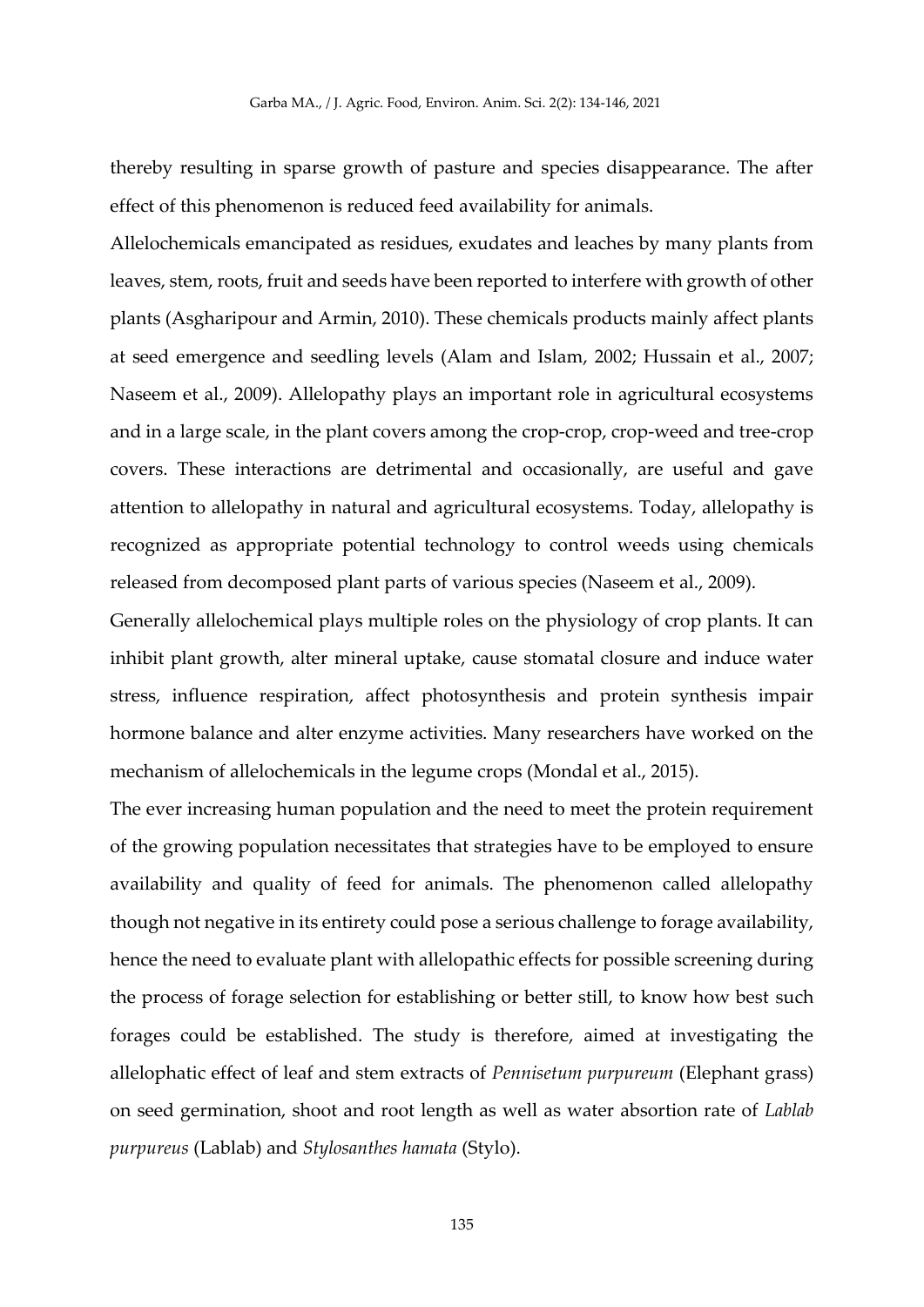thereby resulting in sparse growth of pasture and species disappearance. The after effect of this phenomenon is reduced feed availability for animals.

Allelochemicals emancipated as residues, exudates and leaches by many plants from leaves, stem, roots, fruit and seeds have been reported to interfere with growth of other plants (Asgharipour and Armin, 2010). These chemicals products mainly affect plants at seed emergence and seedling levels (Alam and Islam, 2002; Hussain et al., 2007; Naseem et al., 2009). Allelopathy plays an important role in agricultural ecosystems and in a large scale, in the plant covers among the crop-crop, crop-weed and tree-crop covers. These interactions are detrimental and occasionally, are useful and gave attention to allelopathy in natural and agricultural ecosystems. Today, allelopathy is recognized as appropriate potential technology to control weeds using chemicals released from decomposed plant parts of various species (Naseem et al., 2009).

Generally allelochemical plays multiple roles on the physiology of crop plants. It can inhibit plant growth, alter mineral uptake, cause stomatal closure and induce water stress, influence respiration, affect photosynthesis and protein synthesis impair hormone balance and alter enzyme activities. Many researchers have worked on the mechanism of allelochemicals in the legume crops (Mondal et al., 2015).

The ever increasing human population and the need to meet the protein requirement of the growing population necessitates that strategies have to be employed to ensure availability and quality of feed for animals. The phenomenon called allelopathy though not negative in its entirety could pose a serious challenge to forage availability, hence the need to evaluate plant with allelopathic effects for possible screening during the process of forage selection for establishing or better still, to know how best such forages could be established. The study is therefore, aimed at investigating the allelophatic effect of leaf and stem extracts of *Pennisetum purpureum* (Elephant grass) on seed germination, shoot and root length as well as water absorption rate of *Lablab purpureus* (Lablab) and *Stylosanthes hamata* (Stylo).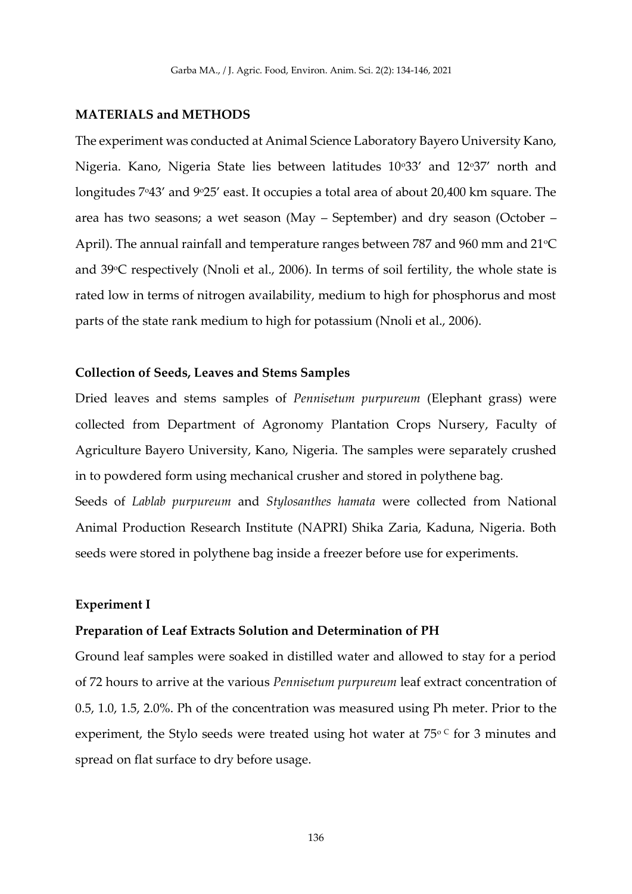## MATERIALS and METHODS

The experiment was conducted at Animal Science Laboratory Bayero University Kano, Nigeria. Kano, Nigeria State lies between latitudes 10°33' and 12°37' north and longitudes 7°43' and 9°25' east. It occupies a total area of about 20,400 km square. The area has two seasons; a wet season (May – September) and dry season (October – April). The annual rainfall and temperature ranges between 787 and 960 mm and 21°C and 39°C respectively (Nnoli et al., 2006). In terms of soil fertility, the whole state is rated low in terms of nitrogen availability, medium to high for phosphorus and most parts of the state rank medium to high for potassium (Nnoli et al., 2006).

### Collection of Seeds, Leaves and Stems Samples

Dried leaves and stems samples of *Pennisetum purpureum* (Elephant grass) were collected from Department of Agronomy Plantation Crops Nursery, Faculty of Agriculture Bayero University, Kano, Nigeria. The samples were separately crushed in to powdered form using mechanical crusher and stored in polythene bag.

Seeds of *Lablab purpureum* and *Stylosanthes hamata* were collected from National Animal Production Research Institute (NAPRI) Shika Zaria, Kaduna, Nigeria. Both seeds were stored in polythene bag inside a freezer before use for experiments.

### Experiment I

### Preparation of Leaf Extracts Solution and Determination of PH

Ground leaf samples were soaked in distilled water and allowed to stay for a period of 72 hours to arrive at the various *Pennisetum purpureum* leaf extract concentration of 0.5, 1.0, 1.5, 2.0%. Ph of the concentration was measured using Ph meter. Prior to the experiment, the Stylo seeds were treated using hot water at 75° C for 3 minutes and spread on flat surface to dry before usage.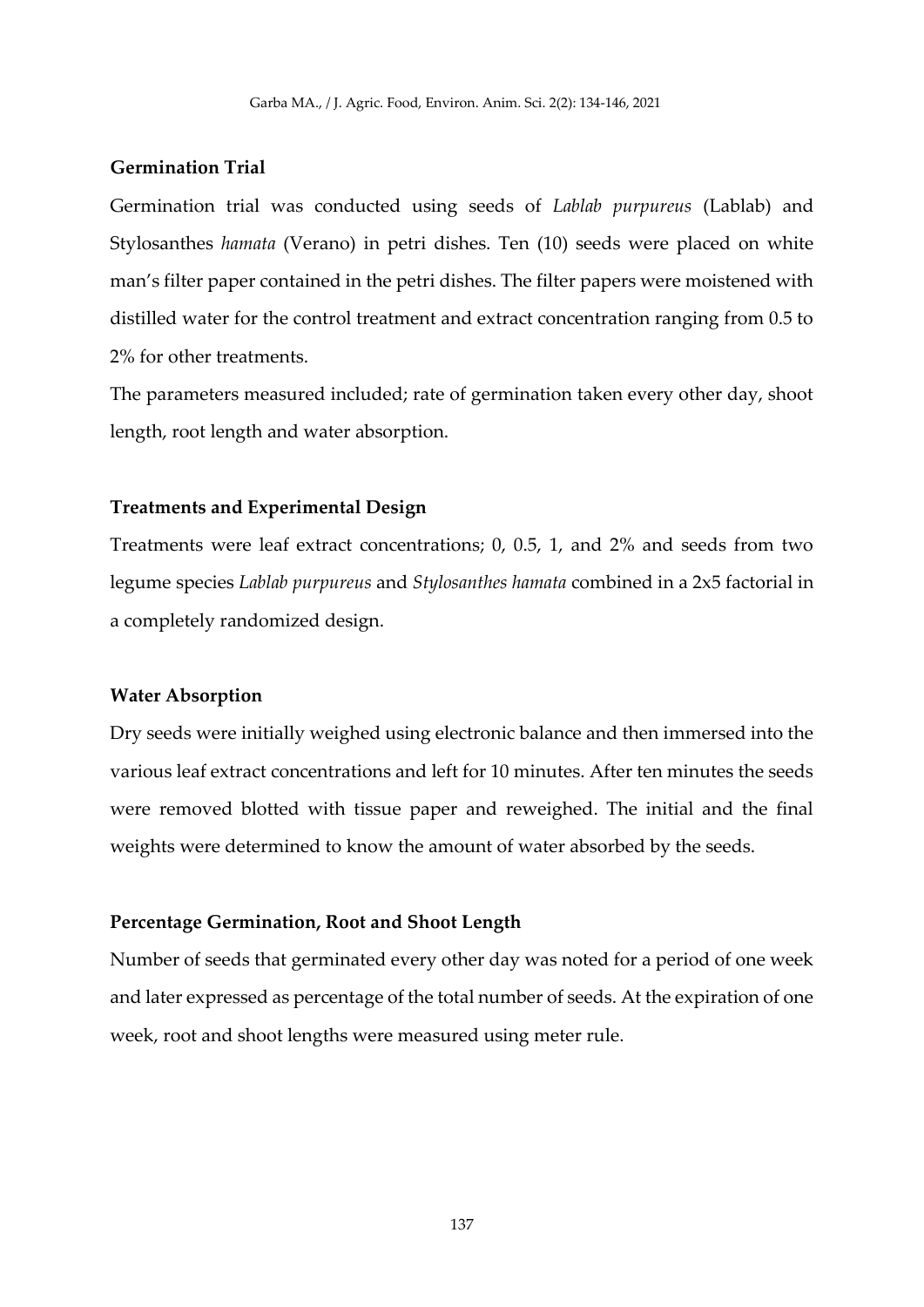**Germination Trial**

Germination trial was conducted using seeds of *Lablab purpureus* (Lablab) and Stylosanthes *hamata* (Verano) in petri dishes. Ten (10) seeds were placed on white man's filter paper contained in the petri dishes. The filter papers were moistened with distilled water for the control treatment and extract concentration ranging from 0.5 to 2% for other treatments.

The parameters measured included; rate of germination taken every other day, shoot length, root length and water absorption.

**Treatments and Experimental Design**

Treatments were leaf extract concentrations; 0, 0.5, 1, and 2% and seeds from two legume species *Lablab purpureus* and *Stylosanthes hamata* combined in a 2x5 factorial in a completely randomized design.

**Water Absorption**

Dry seeds were initially weighed using electronic balance and then immersed into the various leaf extract concentrations and left for 10 minutes. After ten minutes the seeds were removed blotted with tissue paper and reweighed. The initial and the final weights were determined to know the amount of water absorbed by the seeds.

**Percentage Germination, Root and Shoot Length**

Number of seeds that germinated every other day was noted for a period of one week and later expressed as percentage of the total number of seeds. At the expiration of one week, root and shoot lengths were measured using meter rule.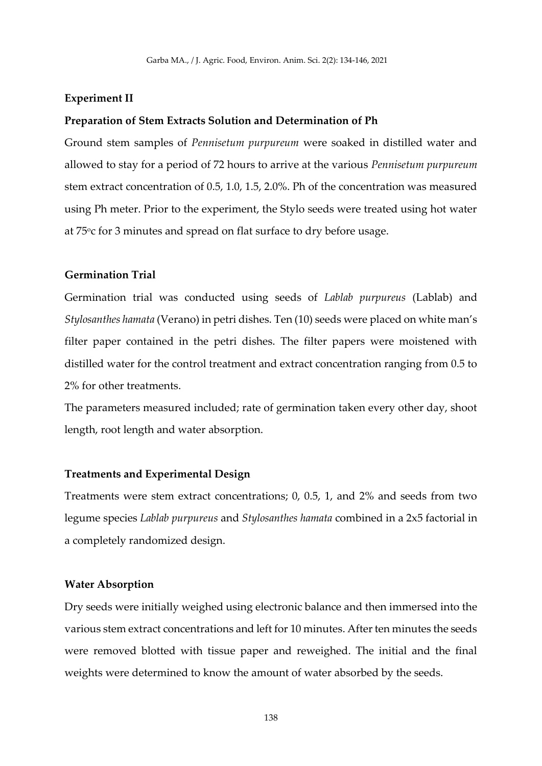**Experiment II**

**Preparation of Stem Extracts Solution and Determination of Ph**

Ground stem samples of *Pennisetum purpureum* were soaked in distilled water and allowed to stay for a period of 72 hours to arrive at the various *Pennisetum purpureum* stem extract concentration of 0.5, 1.0, 1.5, 2.0%. Ph of the concentration was measured using Ph meter. Prior to the experiment, the Stylo seeds were treated using hot water at 75$^{o}$c for 3 minutes and spread on flat surface to dry before usage.

**Germination Trial**

Germination trial was conducted using seeds of *Lablab purpureus* (Lablab) and *Stylosanthes hamata* (Verano) in petri dishes. Ten (10) seeds were placed on white man's filter paper contained in the petri dishes. The filter papers were moistened with distilled water for the control treatment and extract concentration ranging from 0.5 to 2% for other treatments.

The parameters measured included; rate of germination taken every other day, shoot length, root length and water absorption.

**Treatments and Experimental Design**

Treatments were stem extract concentrations; 0, 0.5, 1, and 2% and seeds from two legume species *Lablab purpureus* and *Stylosanthes hamata* combined in a 2x5 factorial in a completely randomized design.

**Water Absorption**

Dry seeds were initially weighed using electronic balance and then immersed into the various stem extract concentrations and left for 10 minutes. After ten minutes the seeds were removed blotted with tissue paper and reweighed. The initial and the final weights were determined to know the amount of water absorbed by the seeds.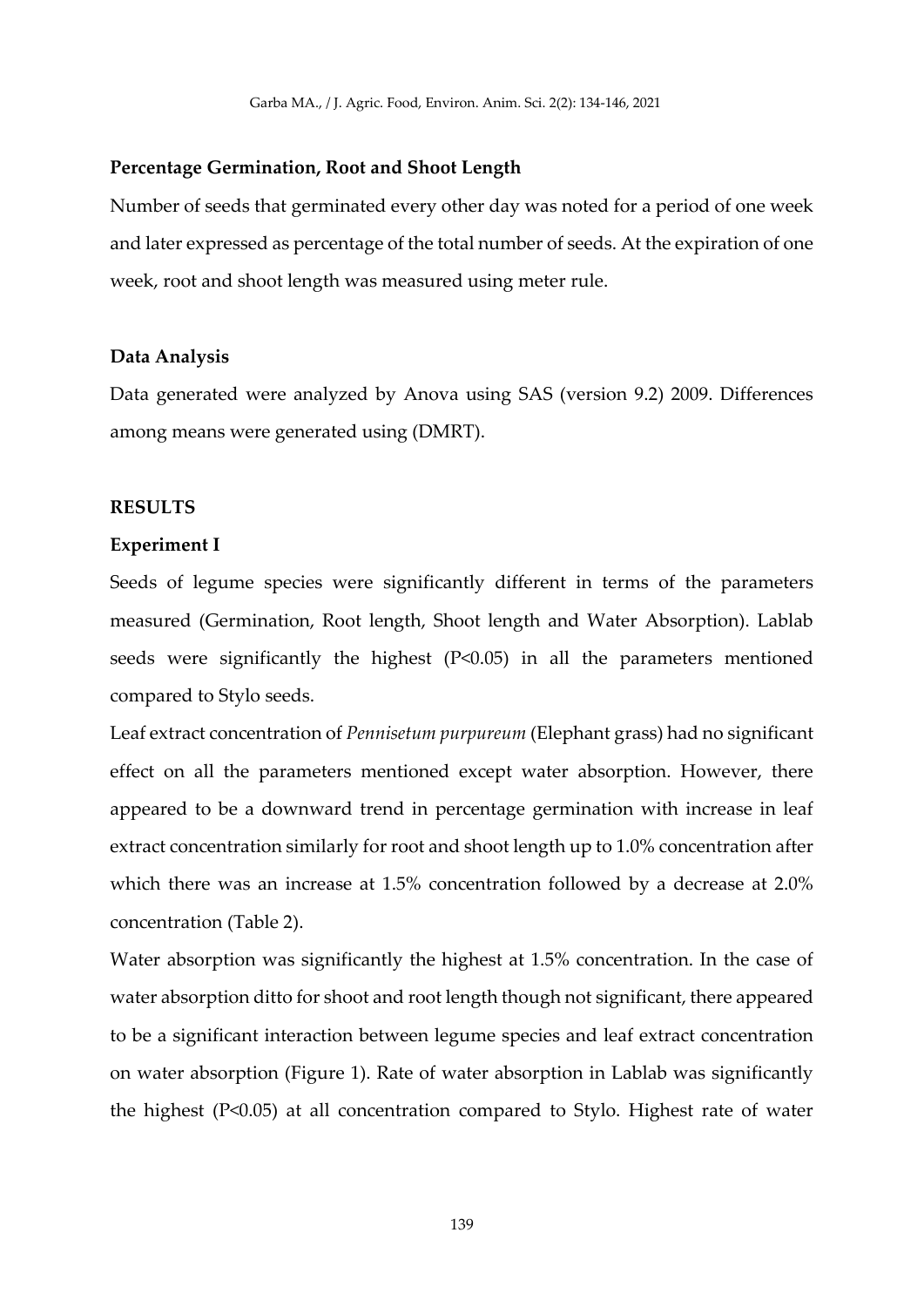### Percentage Germination, Root and Shoot Length

Number of seeds that germinated every other day was noted for a period of one week and later expressed as percentage of the total number of seeds. At the expiration of one week, root and shoot length was measured using meter rule.

### Data Analysis

Data generated were analyzed by Anova using SAS (version 9.2) 2009. Differences among means were generated using (DMRT).

## RESULTS

### Experiment I

Seeds of legume species were significantly different in terms of the parameters measured (Germination, Root length, Shoot length and Water Absorption). Lablab seeds were significantly the highest ($P<0.05$) in all the parameters mentioned compared to Stylo seeds.

Leaf extract concentration of *Pennisetum purpureum* (Elephant grass) had no significant effect on all the parameters mentioned except water absorption. However, there appeared to be a downward trend in percentage germination with increase in leaf extract concentration similarly for root and shoot length up to 1.0% concentration after which there was an increase at 1.5% concentration followed by a decrease at 2.0% concentration (Table 2).

Water absorption was significantly the highest at 1.5% concentration. In the case of water absorption ditto for shoot and root length though not significant, there appeared to be a significant interaction between legume species and leaf extract concentration on water absorption (Figure 1). Rate of water absorption in Lablab was significantly the highest ($P<0.05$) at all concentration compared to Stylo. Highest rate of water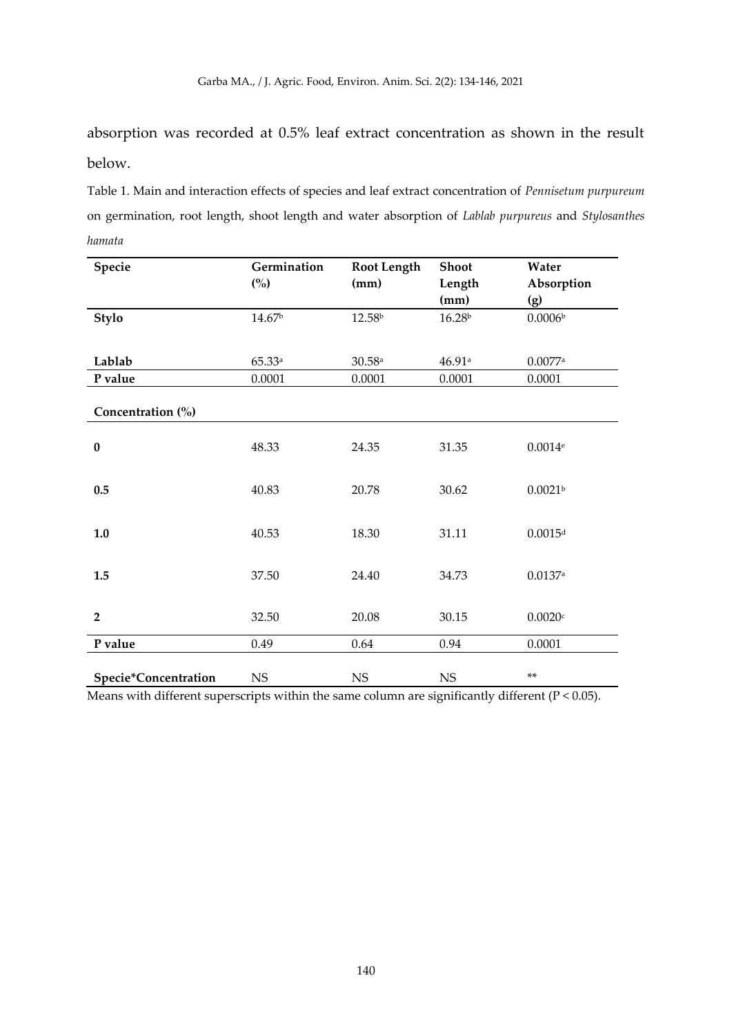absorption was recorded at 0.5% leaf extract concentration as shown in the result below.

Table 1. Main and interaction effects of species and leaf extract concentration of *Pennisetum purpureum* on germination, root length, shoot length and water absorption of *Lablab purpureus* and *Stylosanthes hamata*

| Specie | Germination (%) | Root Length (mm) | Shoot Length (mm) | Water Absorption (g) |
|---|---|---|---|---|
| **Stylo** | 14.67[b] | 12.58[b] | 16.28[b] | 0.0006[b] |
| **Lablab** | 65.33[a] | 30.58[a] | 46.91[a] | 0.0077[a] |
| **P value** | 0.0001 | 0.0001 | 0.0001 | 0.0001 |
| **Concentration (%)** | | | | |
| **0** | 48.33 | 24.35 | 31.35 | 0.0014[e] |
| **0.5** | 40.83 | 20.78 | 30.62 | 0.0021[b] |
| **1.0** | 40.53 | 18.30 | 31.11 | 0.0015[d] |
| **1.5** | 37.50 | 24.40 | 34.73 | 0.0137[a] |
| **2** | 32.50 | 20.08 | 30.15 | 0.0020[c] |
| **P value** | 0.49 | 0.64 | 0.94 | 0.0001 |
| **Specie*Concentration** | NS | NS | NS | ** |

Means with different superscripts within the same column are significantly different ($P < 0.05$).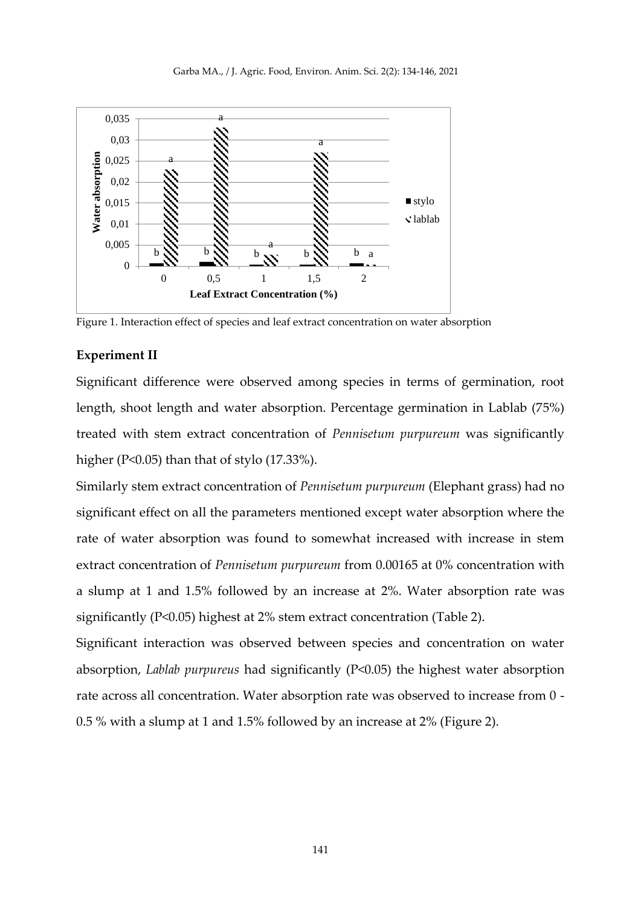Figure 1. Interaction effect of species and leaf extract concentration on water absorption

## Experiment II

Significant difference were observed among species in terms of germination, root length, shoot length and water absorption. Percentage germination in Lablab (75%) treated with stem extract concentration of *Pennisetum purpureum* was significantly higher ($P<0.05$) than that of stylo (17.33%).

Similarly stem extract concentration of *Pennisetum purpureum* (Elephant grass) had no significant effect on all the parameters mentioned except water absorption where the rate of water absorption was found to somewhat increased with increase in stem extract concentration of *Pennisetum purpureum* from 0.00165 at 0% concentration with a slump at 1 and 1.5% followed by an increase at 2%. Water absorption rate was significantly ($P<0.05$) highest at 2% stem extract concentration (Table 2).

Significant interaction was observed between species and concentration on water absorption, *Lablab purpureus* had significantly ($P<0.05$) the highest water absorption rate across all concentration. Water absorption rate was observed to increase from 0 - 0.5 % with a slump at 1 and 1.5% followed by an increase at 2% (Figure 2).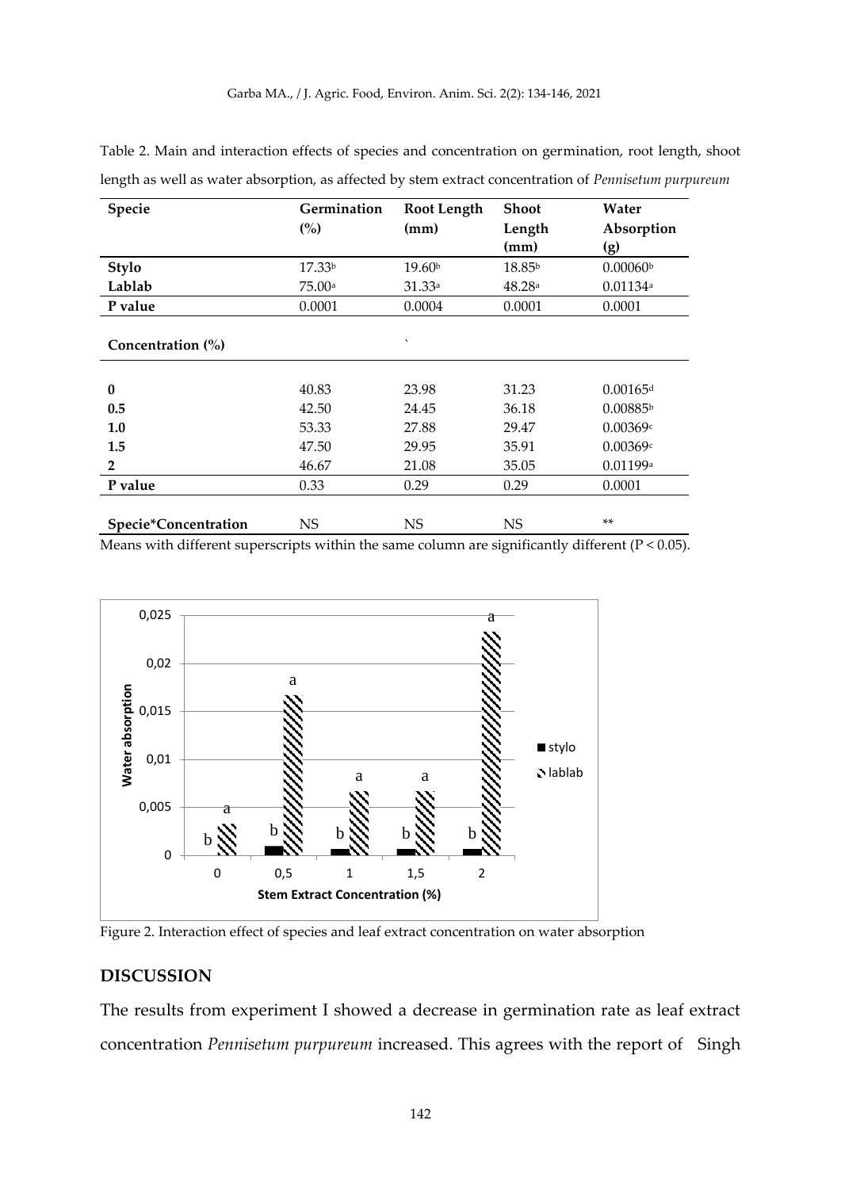Table 2. Main and interaction effects of species and concentration on germination, root length, shoot length as well as water absorption, as affected by stem extract concentration of *Pennisetum purpureum*

| Specie | Germination (%) | Root Length (mm) | Shoot Length (mm) | Water Absorption (g) |
|---|---|---|---|---|
| **Stylo** | 17.33[b] | 19.60[b] | 18.85[b] | 0.00060[b] |
| **Lablab** | 75.00[a] | 31.33[a] | 48.28[a] | 0.01134[a] |
| **P value** | 0.0001 | 0.0004 | 0.0001 | 0.0001 |
| **Concentration (%)** | | ` | | |
| **0** | 40.83 | 23.98 | 31.23 | 0.00165[d] |
| **0.5** | 42.50 | 24.45 | 36.18 | 0.00885[b] |
| **1.0** | 53.33 | 27.88 | 29.47 | 0.00369[c] |
| **1.5** | 47.50 | 29.95 | 35.91 | 0.00369[c] |
| **2** | 46.67 | 21.08 | 35.05 | 0.01199[a] |
| **P value** | 0.33 | 0.29 | 0.29 | 0.0001 |
| **Specie*Concentration** | NS | NS | NS | ** |

Means with different superscripts within the same column are significantly different ($P < 0.05$).

Figure 2. Interaction effect of species and leaf extract concentration on water absorption

## DISCUSSION

The results from experiment I showed a decrease in germination rate as leaf extract concentration *Pennisetum purpureum* increased. This agrees with the report of Singh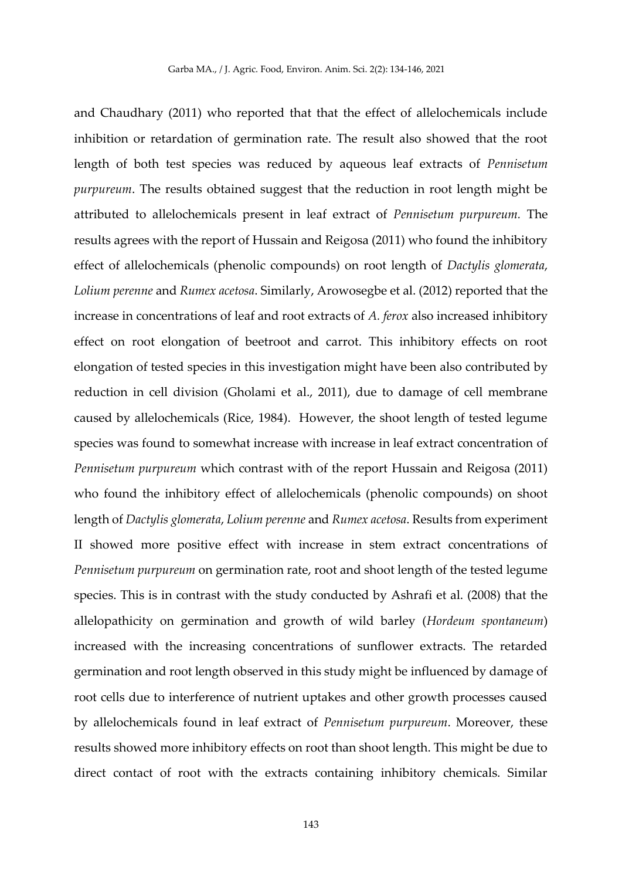and Chaudhary (2011) who reported that that the effect of allelochemicals include inhibition or retardation of germination rate. The result also showed that the root length of both test species was reduced by aqueous leaf extracts of *Pennisetum purpureum*. The results obtained suggest that the reduction in root length might be attributed to allelochemicals present in leaf extract of *Pennisetum purpureum.* The results agrees with the report of Hussain and Reigosa (2011) who found the inhibitory effect of allelochemicals (phenolic compounds) on root length of *Dactylis glomerata*, *Lolium perenne* and *Rumex acetosa*. Similarly, Arowosegbe et al. (2012) reported that the increase in concentrations of leaf and root extracts of *A. ferox* also increased inhibitory effect on root elongation of beetroot and carrot. This inhibitory effects on root elongation of tested species in this investigation might have been also contributed by reduction in cell division (Gholami et al., 2011), due to damage of cell membrane caused by allelochemicals (Rice, 1984). However, the shoot length of tested legume species was found to somewhat increase with increase in leaf extract concentration of *Pennisetum purpureum* which contrast with of the report Hussain and Reigosa (2011) who found the inhibitory effect of allelochemicals (phenolic compounds) on shoot length of *Dactylis glomerata*, *Lolium perenne* and *Rumex acetosa*. Results from experiment II showed more positive effect with increase in stem extract concentrations of *Pennisetum purpureum* on germination rate, root and shoot length of the tested legume species. This is in contrast with the study conducted by Ashrafi et al. (2008) that the allelopathicity on germination and growth of wild barley (*Hordeum spontaneum*) increased with the increasing concentrations of sunflower extracts. The retarded germination and root length observed in this study might be influenced by damage of root cells due to interference of nutrient uptakes and other growth processes caused by allelochemicals found in leaf extract of *Pennisetum purpureum*. Moreover, these results showed more inhibitory effects on root than shoot length. This might be due to direct contact of root with the extracts containing inhibitory chemicals. Similar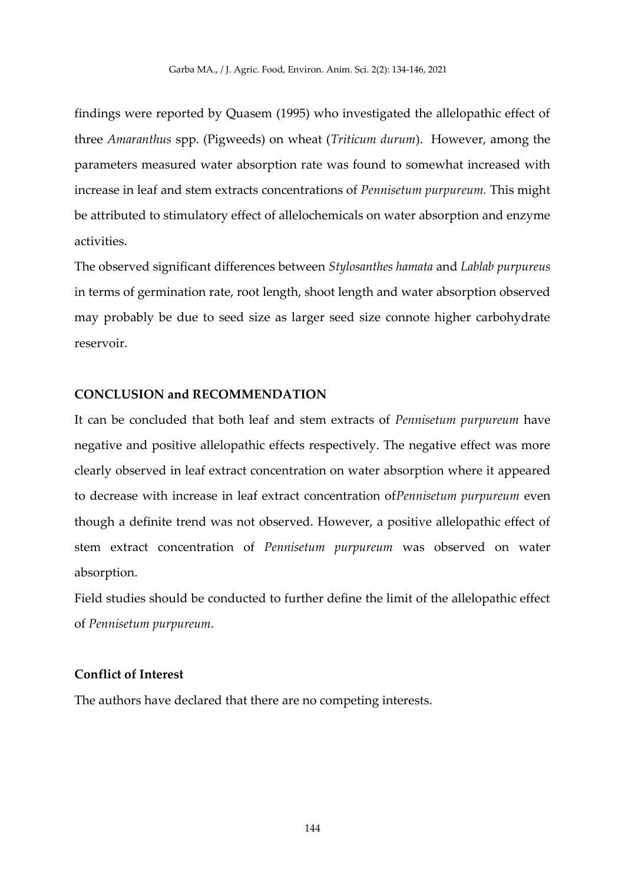findings were reported by Quasem (1995) who investigated the allelopathic effect of three *Amaranthus* spp. (Pigweeds) on wheat (*Triticum durum*). However, among the parameters measured water absorption rate was found to somewhat increased with increase in leaf and stem extracts concentrations of *Pennisetum purpureum.* This might be attributed to stimulatory effect of allelochemicals on water absorption and enzyme activities.

The observed significant differences between *Stylosanthes hamata* and *Lablab purpureus* in terms of germination rate, root length, shoot length and water absorption observed may probably be due to seed size as larger seed size connote higher carbohydrate reservoir.

## CONCLUSION and RECOMMENDATION

It can be concluded that both leaf and stem extracts of *Pennisetum purpureum* have negative and positive allelopathic effects respectively. The negative effect was more clearly observed in leaf extract concentration on water absorption where it appeared to decrease with increase in leaf extract concentration of*Pennisetum purpureum* even though a definite trend was not observed. However, a positive allelopathic effect of stem extract concentration of *Pennisetum purpureum* was observed on water absorption.

Field studies should be conducted to further define the limit of the allelopathic effect of *Pennisetum purpureum*.

## Conflict of Interest

The authors have declared that there are no competing interests.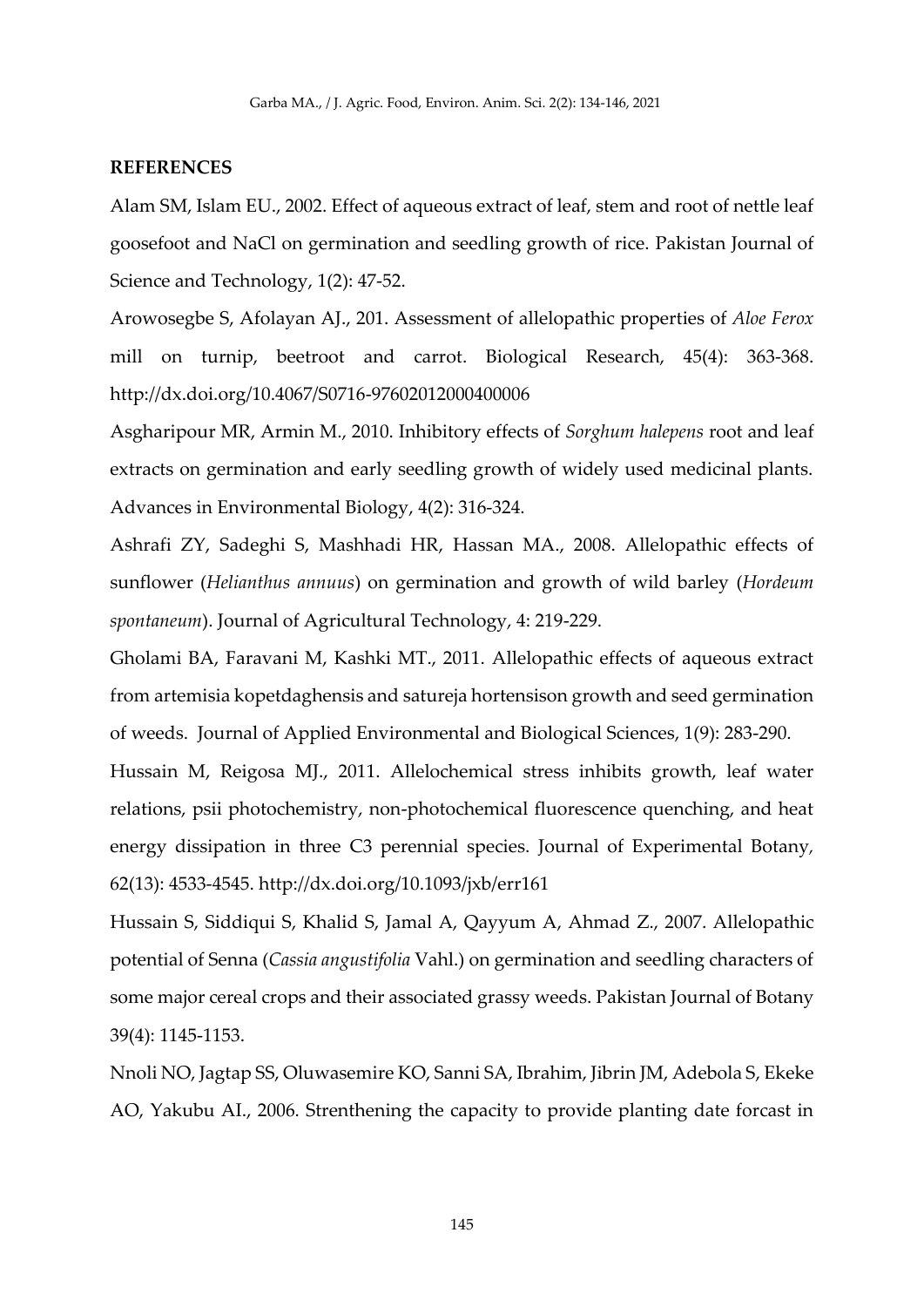## REFERENCES

Alam SM, Islam EU., 2002. Effect of aqueous extract of leaf, stem and root of nettle leaf goosefoot and NaCl on germination and seedling growth of rice. Pakistan Journal of Science and Technology, 1(2): 47-52.

Arowosegbe S, Afolayan AJ., 201. Assessment of allelopathic properties of *Aloe Ferox* mill on turnip, beetroot and carrot. Biological Research, 45(4): 363-368. http://dx.doi.org/10.4067/S0716-97602012000400006

Asgharipour MR, Armin M., 2010. Inhibitory effects of *Sorghum halepens* root and leaf extracts on germination and early seedling growth of widely used medicinal plants. Advances in Environmental Biology, 4(2): 316-324.

Ashrafi ZY, Sadeghi S, Mashhadi HR, Hassan MA., 2008. Allelopathic effects of sunflower (*Helianthus annuus*) on germination and growth of wild barley (*Hordeum spontaneum*). Journal of Agricultural Technology, 4: 219-229.

Gholami BA, Faravani M, Kashki MT., 2011. Allelopathic effects of aqueous extract from artemisia kopetdaghensis and satureja hortensison growth and seed germination of weeds. Journal of Applied Environmental and Biological Sciences, 1(9): 283-290.

Hussain M, Reigosa MJ., 2011. Allelochemical stress inhibits growth, leaf water relations, psii photochemistry, non-photochemical fluorescence quenching, and heat energy dissipation in three C3 perennial species. Journal of Experimental Botany, 62(13): 4533-4545. http://dx.doi.org/10.1093/jxb/err161

Hussain S, Siddiqui S, Khalid S, Jamal A, Qayyum A, Ahmad Z., 2007. Allelopathic potential of Senna (*Cassia angustifolia* Vahl.) on germination and seedling characters of some major cereal crops and their associated grassy weeds. Pakistan Journal of Botany 39(4): 1145-1153.

Nnoli NO, Jagtap SS, Oluwasemire KO, Sanni SA, Ibrahim, Jibrin JM, Adebola S, Ekeke AO, Yakubu AI., 2006. Strenthening the capacity to provide planting date forcast in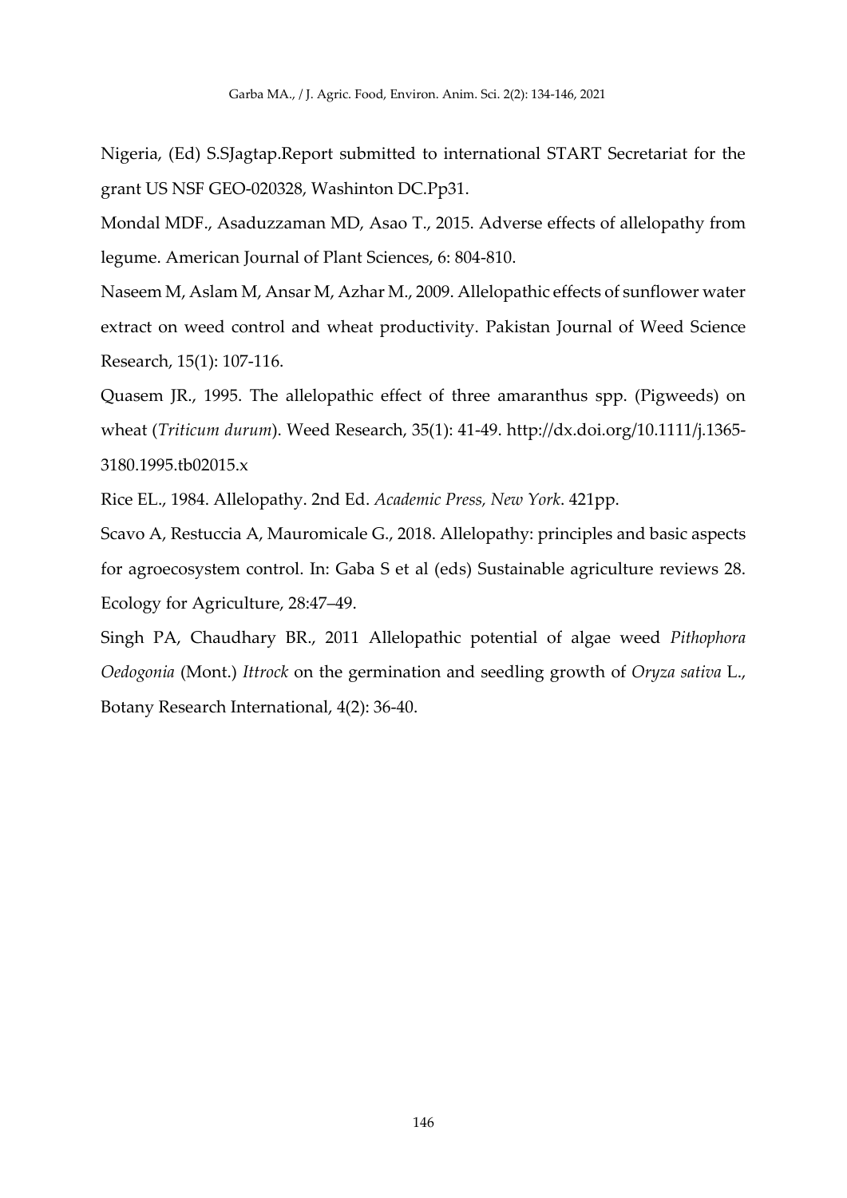Nigeria, (Ed) S.SJagtap.Report submitted to international START Secretariat for the grant US NSF GEO-020328, Washinton DC.Pp31.

Mondal MDF., Asaduzzaman MD, Asao T., 2015. Adverse effects of allelopathy from legume. American Journal of Plant Sciences, 6: 804-810.

Naseem M, Aslam M, Ansar M, Azhar M., 2009. Allelopathic effects of sunflower water extract on weed control and wheat productivity. Pakistan Journal of Weed Science Research, 15(1): 107-116.

Quasem JR., 1995. The allelopathic effect of three amaranthus spp. (Pigweeds) on wheat (*Triticum durum*). Weed Research, 35(1): 41-49. http://dx.doi.org/10.1111/j.1365-3180.1995.tb02015.x

Rice EL., 1984. Allelopathy. 2nd Ed. *Academic Press, New York*. 421pp.

Scavo A, Restuccia A, Mauromicale G., 2018. Allelopathy: principles and basic aspects for agroecosystem control. In: Gaba S et al (eds) Sustainable agriculture reviews 28. Ecology for Agriculture, 28:47–49.

Singh PA, Chaudhary BR., 2011 Allelopathic potential of algae weed *Pithophora Oedogonia* (Mont.) *Ittrock* on the germination and seedling growth of *Oryza sativa* L., Botany Research International, 4(2): 36-40.